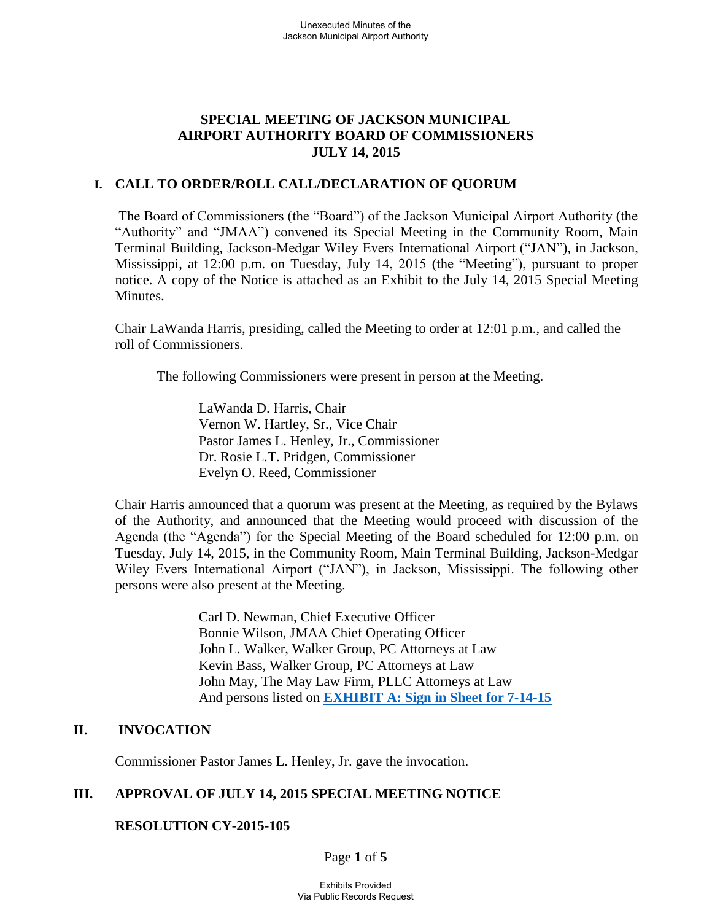## SPECIAL MEETING OF JACKSON MUNICIPAL AIRPORT AUTHORITY BOARD OF COMMISSIONERS JULY 14, 2015

### I. CALL TO ORDER/ROLL CALL/DECLARATION OF QUORUM

The Board of Commissioners (the "Board") of the Jackson Municipal Airport Authority (the "Authority" and "JMAA") convened its Special Meeting in the Community Room, Main Terminal Building, Jackson-Medgar Wiley Evers International Airport ("JAN"), in Jackson, Mississippi, at 12:00 p.m. on Tuesday, July 14, 2015 (the "Meeting"), pursuant to proper notice. A copy of the Notice is attached as an Exhibit to the July 14, 2015 Special Meeting Minutes.

Chair LaWanda Harris, presiding, called the Meeting to order at 12:01 p.m., and called the roll of Commissioners.

The following Commissioners were present in person at the Meeting.

LaWanda D. Harris, Chair
Vernon W. Hartley, Sr., Vice Chair
Pastor James L. Henley, Jr., Commissioner
Dr. Rosie L.T. Pridgen, Commissioner
Evelyn O. Reed, Commissioner

Chair Harris announced that a quorum was present at the Meeting, as required by the Bylaws of the Authority, and announced that the Meeting would proceed with discussion of the Agenda (the "Agenda") for the Special Meeting of the Board scheduled for 12:00 p.m. on Tuesday, July 14, 2015, in the Community Room, Main Terminal Building, Jackson-Medgar Wiley Evers International Airport ("JAN"), in Jackson, Mississippi. The following other persons were also present at the Meeting.

Carl D. Newman, Chief Executive Officer
Bonnie Wilson, JMAA Chief Operating Officer
John L. Walker, Walker Group, PC Attorneys at Law
Kevin Bass, Walker Group, PC Attorneys at Law
John May, The May Law Firm, PLLC Attorneys at Law
And persons listed on **EXHIBIT A: Sign in Sheet for 7-14-15**

### II. INVOCATION

Commissioner Pastor James L. Henley, Jr. gave the invocation.

### III. APPROVAL OF JULY 14, 2015 SPECIAL MEETING NOTICE

**RESOLUTION CY-2015-105**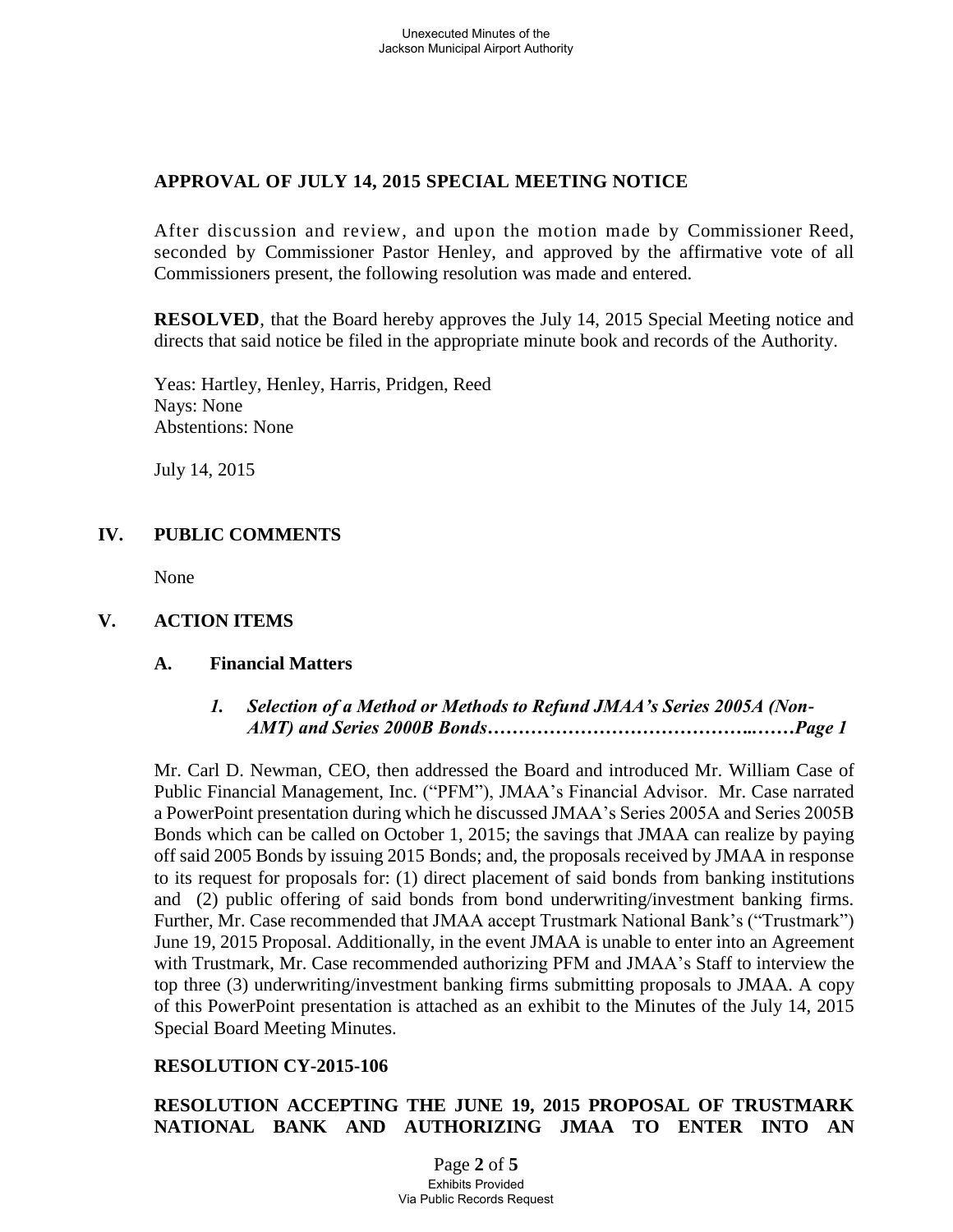**APPROVAL OF JULY 14, 2015 SPECIAL MEETING NOTICE**

After discussion and review, and upon the motion made by Commissioner Reed, seconded by Commissioner Pastor Henley, and approved by the affirmative vote of all Commissioners present, the following resolution was made and entered.

**RESOLVED**, that the Board hereby approves the July 14, 2015 Special Meeting notice and directs that said notice be filed in the appropriate minute book and records of the Authority.

Yeas: Hartley, Henley, Harris, Pridgen, Reed
Nays: None
Abstentions: None

July 14, 2015

## IV. PUBLIC COMMENTS

None

## V. ACTION ITEMS

### A. Financial Matters

#### *1. Selection of a Method or Methods to Refund JMAA's Series 2005A (Non-AMT) and Series 2000B Bonds……………………………………..……Page 1*

Mr. Carl D. Newman, CEO, then addressed the Board and introduced Mr. William Case of Public Financial Management, Inc. ("PFM"), JMAA's Financial Advisor. Mr. Case narrated a PowerPoint presentation during which he discussed JMAA's Series 2005A and Series 2005B Bonds which can be called on October 1, 2015; the savings that JMAA can realize by paying off said 2005 Bonds by issuing 2015 Bonds; and, the proposals received by JMAA in response to its request for proposals for: (1) direct placement of said bonds from banking institutions and (2) public offering of said bonds from bond underwriting/investment banking firms. Further, Mr. Case recommended that JMAA accept Trustmark National Bank's ("Trustmark") June 19, 2015 Proposal. Additionally, in the event JMAA is unable to enter into an Agreement with Trustmark, Mr. Case recommended authorizing PFM and JMAA's Staff to interview the top three (3) underwriting/investment banking firms submitting proposals to JMAA. A copy of this PowerPoint presentation is attached as an exhibit to the Minutes of the July 14, 2015 Special Board Meeting Minutes.

**RESOLUTION CY-2015-106**

**RESOLUTION ACCEPTING THE JUNE 19, 2015 PROPOSAL OF TRUSTMARK NATIONAL BANK AND AUTHORIZING JMAA TO ENTER INTO AN**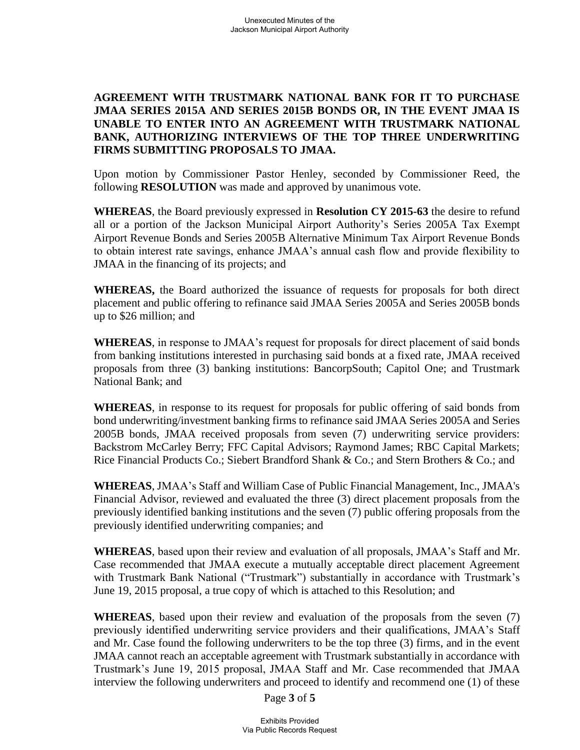**AGREEMENT WITH TRUSTMARK NATIONAL BANK FOR IT TO PURCHASE JMAA SERIES 2015A AND SERIES 2015B BONDS OR, IN THE EVENT JMAA IS UNABLE TO ENTER INTO AN AGREEMENT WITH TRUSTMARK NATIONAL BANK, AUTHORIZING INTERVIEWS OF THE TOP THREE UNDERWRITING FIRMS SUBMITTING PROPOSALS TO JMAA.**

Upon motion by Commissioner Pastor Henley, seconded by Commissioner Reed, the following **RESOLUTION** was made and approved by unanimous vote.

**WHEREAS**, the Board previously expressed in **Resolution CY 2015-63** the desire to refund all or a portion of the Jackson Municipal Airport Authority's Series 2005A Tax Exempt Airport Revenue Bonds and Series 2005B Alternative Minimum Tax Airport Revenue Bonds to obtain interest rate savings, enhance JMAA's annual cash flow and provide flexibility to JMAA in the financing of its projects; and

**WHEREAS,** the Board authorized the issuance of requests for proposals for both direct placement and public offering to refinance said JMAA Series 2005A and Series 2005B bonds up to $26 million; and

**WHEREAS**, in response to JMAA's request for proposals for direct placement of said bonds from banking institutions interested in purchasing said bonds at a fixed rate, JMAA received proposals from three (3) banking institutions: BancorpSouth; Capitol One; and Trustmark National Bank; and

**WHEREAS**, in response to its request for proposals for public offering of said bonds from bond underwriting/investment banking firms to refinance said JMAA Series 2005A and Series 2005B bonds, JMAA received proposals from seven (7) underwriting service providers: Backstrom McCarley Berry; FFC Capital Advisors; Raymond James; RBC Capital Markets; Rice Financial Products Co.; Siebert Brandford Shank & Co.; and Stern Brothers & Co.; and

**WHEREAS**, JMAA's Staff and William Case of Public Financial Management, Inc., JMAA's Financial Advisor, reviewed and evaluated the three (3) direct placement proposals from the previously identified banking institutions and the seven (7) public offering proposals from the previously identified underwriting companies; and

**WHEREAS**, based upon their review and evaluation of all proposals, JMAA's Staff and Mr. Case recommended that JMAA execute a mutually acceptable direct placement Agreement with Trustmark Bank National ("Trustmark") substantially in accordance with Trustmark's June 19, 2015 proposal, a true copy of which is attached to this Resolution; and

**WHEREAS**, based upon their review and evaluation of the proposals from the seven (7) previously identified underwriting service providers and their qualifications, JMAA's Staff and Mr. Case found the following underwriters to be the top three (3) firms, and in the event JMAA cannot reach an acceptable agreement with Trustmark substantially in accordance with Trustmark's June 19, 2015 proposal, JMAA Staff and Mr. Case recommended that JMAA interview the following underwriters and proceed to identify and recommend one (1) of these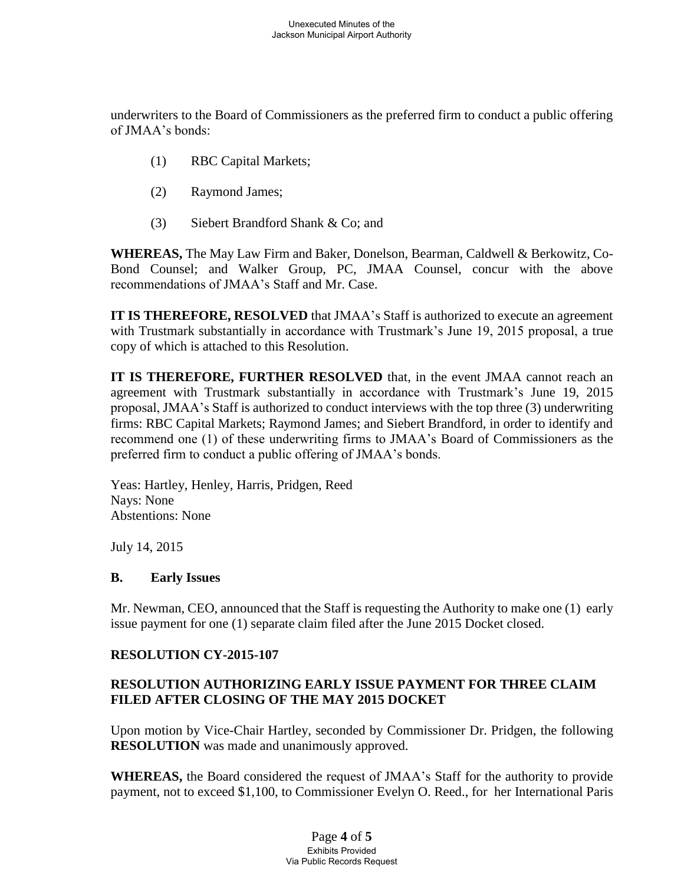underwriters to the Board of Commissioners as the preferred firm to conduct a public offering of JMAA's bonds:

(1) RBC Capital Markets;

(2) Raymond James;

(3) Siebert Brandford Shank & Co; and

**WHEREAS,** The May Law Firm and Baker, Donelson, Bearman, Caldwell & Berkowitz, Co-Bond Counsel; and Walker Group, PC, JMAA Counsel, concur with the above recommendations of JMAA's Staff and Mr. Case.

**IT IS THEREFORE, RESOLVED** that JMAA's Staff is authorized to execute an agreement with Trustmark substantially in accordance with Trustmark's June 19, 2015 proposal, a true copy of which is attached to this Resolution.

**IT IS THEREFORE, FURTHER RESOLVED** that, in the event JMAA cannot reach an agreement with Trustmark substantially in accordance with Trustmark's June 19, 2015 proposal, JMAA's Staff is authorized to conduct interviews with the top three (3) underwriting firms: RBC Capital Markets; Raymond James; and Siebert Brandford, in order to identify and recommend one (1) of these underwriting firms to JMAA's Board of Commissioners as the preferred firm to conduct a public offering of JMAA's bonds.

Yeas: Hartley, Henley, Harris, Pridgen, Reed
Nays: None
Abstentions: None

July 14, 2015

### B. Early Issues

Mr. Newman, CEO, announced that the Staff is requesting the Authority to make one (1) early issue payment for one (1) separate claim filed after the June 2015 Docket closed.

**RESOLUTION CY-2015-107**

**RESOLUTION AUTHORIZING EARLY ISSUE PAYMENT FOR THREE CLAIM FILED AFTER CLOSING OF THE MAY 2015 DOCKET**

Upon motion by Vice-Chair Hartley, seconded by Commissioner Dr. Pridgen, the following **RESOLUTION** was made and unanimously approved.

**WHEREAS,** the Board considered the request of JMAA's Staff for the authority to provide payment, not to exceed $1,100, to Commissioner Evelyn O. Reed., for her International Paris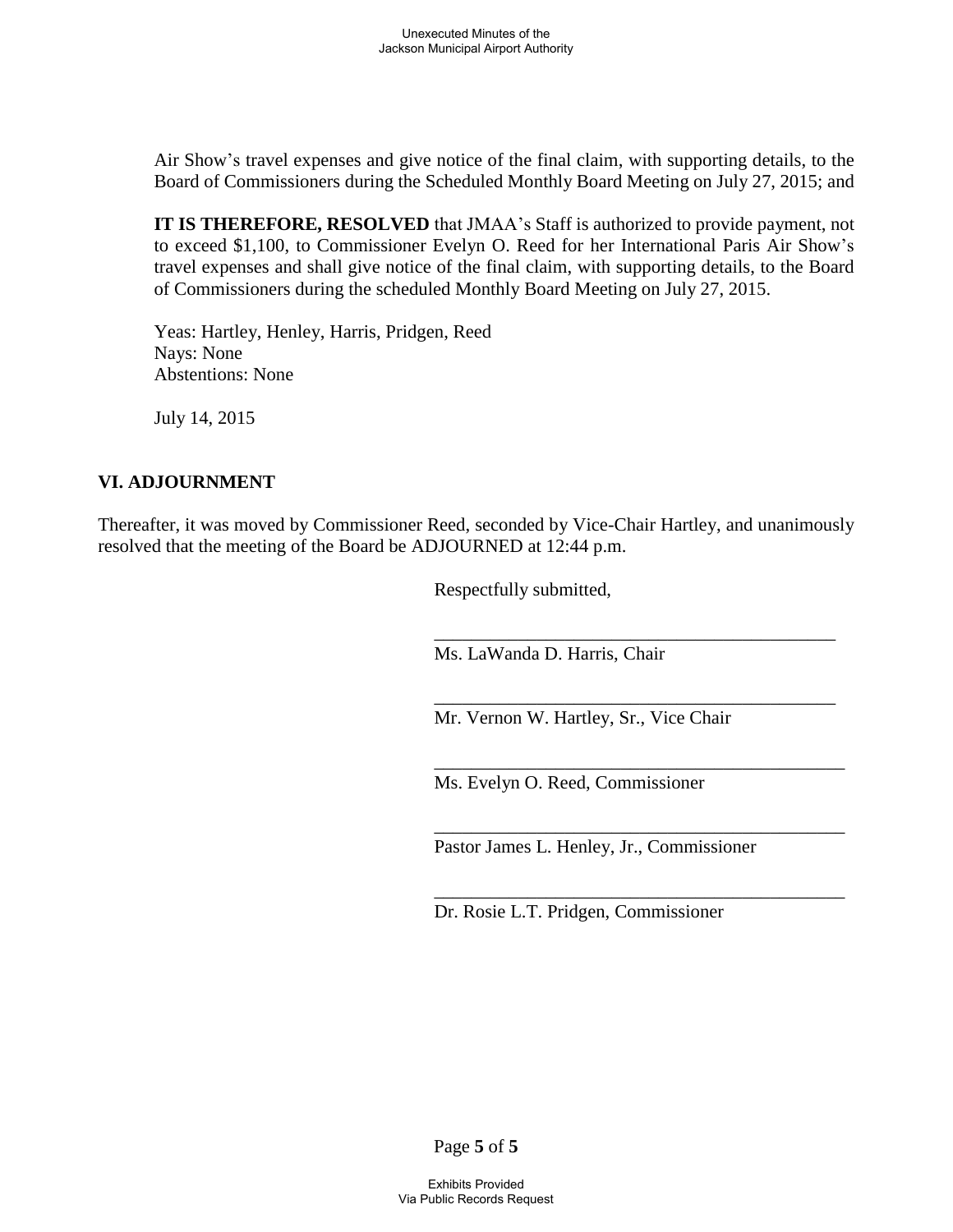Air Show's travel expenses and give notice of the final claim, with supporting details, to the Board of Commissioners during the Scheduled Monthly Board Meeting on July 27, 2015; and

**IT IS THEREFORE, RESOLVED** that JMAA's Staff is authorized to provide payment, not to exceed $1,100, to Commissioner Evelyn O. Reed for her International Paris Air Show's travel expenses and shall give notice of the final claim, with supporting details, to the Board of Commissioners during the scheduled Monthly Board Meeting on July 27, 2015.

Yeas: Hartley, Henley, Harris, Pridgen, Reed
Nays: None
Abstentions: None

July 14, 2015

## VI. ADJOURNMENT

Thereafter, it was moved by Commissioner Reed, seconded by Vice-Chair Hartley, and unanimously resolved that the meeting of the Board be ADJOURNED at 12:44 p.m.

Respectfully submitted,

\_\_\_\_\_\_\_\_\_\_\_\_\_\_\_\_\_\_\_\_\_\_\_\_\_\_\_\_\_\_\_\_\_\_\_\_\_\_\_\_\_\_\_\_
Ms. LaWanda D. Harris, Chair

\_\_\_\_\_\_\_\_\_\_\_\_\_\_\_\_\_\_\_\_\_\_\_\_\_\_\_\_\_\_\_\_\_\_\_\_\_\_\_\_\_\_\_\_
Mr. Vernon W. Hartley, Sr., Vice Chair

\_\_\_\_\_\_\_\_\_\_\_\_\_\_\_\_\_\_\_\_\_\_\_\_\_\_\_\_\_\_\_\_\_\_\_\_\_\_\_\_\_\_\_\_
Ms. Evelyn O. Reed, Commissioner

\_\_\_\_\_\_\_\_\_\_\_\_\_\_\_\_\_\_\_\_\_\_\_\_\_\_\_\_\_\_\_\_\_\_\_\_\_\_\_\_\_\_\_\_
Pastor James L. Henley, Jr., Commissioner

\_\_\_\_\_\_\_\_\_\_\_\_\_\_\_\_\_\_\_\_\_\_\_\_\_\_\_\_\_\_\_\_\_\_\_\_\_\_\_\_\_\_\_\_
Dr. Rosie L.T. Pridgen, Commissioner